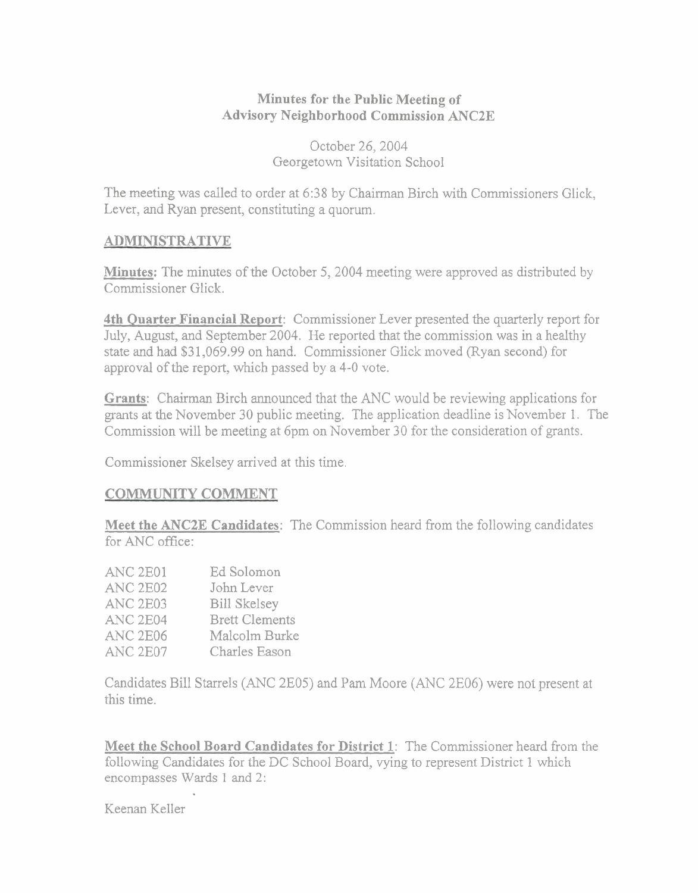**Minutes for the Public Meeting of**
**Advisory Neighborhood Commission ANC2E**

October 26, 2004
Georgetown Visitation School

The meeting was called to order at 6:38 by Chairman Birch with Commissioners Glick, Lever, and Ryan present, constituting a quorum.

## ADMINISTRATIVE

**Minutes:** The minutes of the October 5, 2004 meeting were approved as distributed by Commissioner Glick.

**4th Quarter Financial Report**: Commissioner Lever presented the quarterly report for July, August, and September 2004. He reported that the commission was in a healthy state and had $31,069.99 on hand. Commissioner Glick moved (Ryan second) for approval of the report, which passed by a 4-0 vote.

**Grants**: Chairman Birch announced that the ANC would be reviewing applications for grants at the November 30 public meeting. The application deadline is November 1. The Commission will be meeting at 6pm on November 30 for the consideration of grants.

Commissioner Skelsey arrived at this time.

## COMMUNITY COMMENT

**Meet the ANC2E Candidates**: The Commission heard from the following candidates for ANC office:

| | |
|---|---|
| ANC 2E01 | Ed Solomon |
| ANC 2E02 | John Lever |
| ANC 2E03 | Bill Skelsey |
| ANC 2E04 | Brett Clements |
| ANC 2E06 | Malcolm Burke |
| ANC 2E07 | Charles Eason |

Candidates Bill Starrels (ANC 2E05) and Pam Moore (ANC 2E06) were not present at this time.

**Meet the School Board Candidates for District 1**: The Commissioner heard from the following Candidates for the DC School Board, vying to represent District 1 which encompasses Wards 1 and 2:

Keenan Keller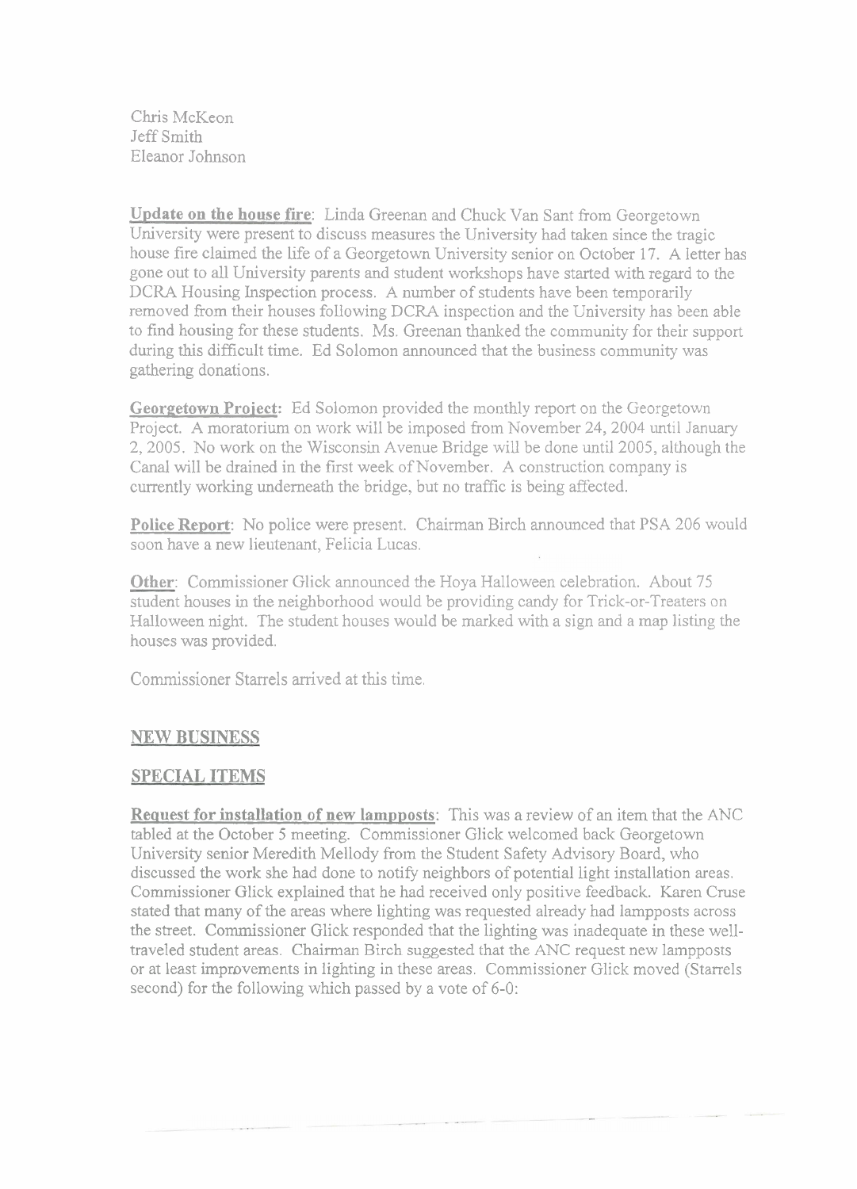Chris McKeon
Jeff Smith
Eleanor Johnson

**Update on the house fire**: Linda Greenan and Chuck Van Sant from Georgetown University were present to discuss measures the University had taken since the tragic house fire claimed the life of a Georgetown University senior on October 17. A letter has gone out to all University parents and student workshops have started with regard to the DCRA Housing Inspection process. A number of students have been temporarily removed from their houses following DCRA inspection and the University has been able to find housing for these students. Ms. Greenan thanked the community for their support during this difficult time. Ed Solomon announced that the business community was gathering donations.

**Georgetown Project:** Ed Solomon provided the monthly report on the Georgetown Project. A moratorium on work will be imposed from November 24, 2004 until January 2, 2005. No work on the Wisconsin Avenue Bridge will be done until 2005, although the Canal will be drained in the first week of November. A construction company is currently working underneath the bridge, but no traffic is being affected.

**Police Report**: No police were present. Chairman Birch announced that PSA 206 would soon have a new lieutenant, Felicia Lucas.

**Other**: Commissioner Glick announced the Hoya Halloween celebration. About 75 student houses in the neighborhood would be providing candy for Trick-or-Treaters on Halloween night. The student houses would be marked with a sign and a map listing the houses was provided.

Commissioner Starrels arrived at this time.

## NEW BUSINESS

## SPECIAL ITEMS

**Request for installation of new lampposts**: This was a review of an item that the ANC tabled at the October 5 meeting. Commissioner Glick welcomed back Georgetown University senior Meredith Mellody from the Student Safety Advisory Board, who discussed the work she had done to notify neighbors of potential light installation areas. Commissioner Glick explained that he had received only positive feedback. Karen Cruse stated that many of the areas where lighting was requested already had lampposts across the street. Commissioner Glick responded that the lighting was inadequate in these well-traveled student areas. Chairman Birch suggested that the ANC request new lampposts or at least improvements in lighting in these areas. Commissioner Glick moved (Starrels second) for the following which passed by a vote of 6-0: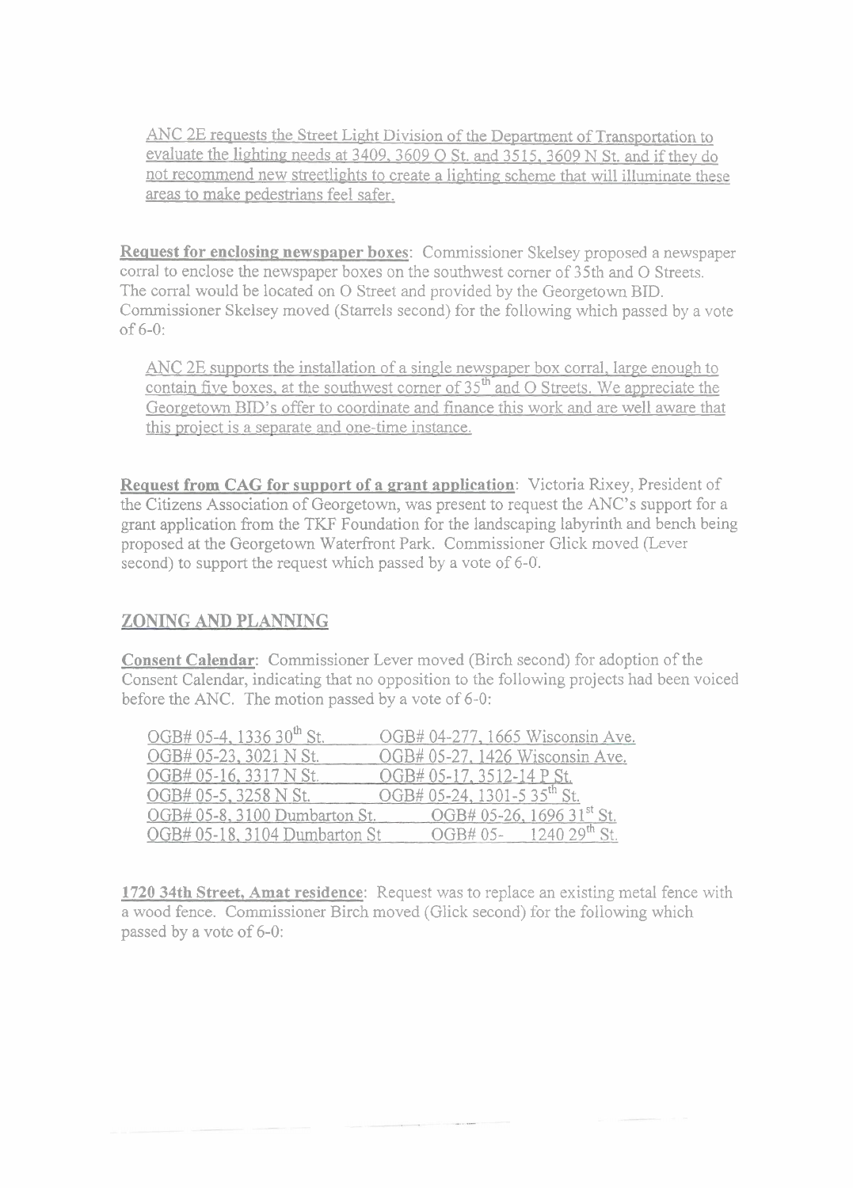ANC 2E requests the Street Light Division of the Department of Transportation to evaluate the lighting needs at 3409, 3609 O St. and 3515, 3609 N St. and if they do not recommend new streetlights to create a lighting scheme that will illuminate these areas to make pedestrians feel safer.

**Request for enclosing newspaper boxes**: Commissioner Skelsey proposed a newspaper corral to enclose the newspaper boxes on the southwest corner of 35th and O Streets. The corral would be located on O Street and provided by the Georgetown BID. Commissioner Skelsey moved (Starrels second) for the following which passed by a vote of 6-0:

ANC 2E supports the installation of a single newspaper box corral, large enough to contain five boxes, at the southwest corner of 35th and O Streets. We appreciate the Georgetown BID's offer to coordinate and finance this work and are well aware that this project is a separate and one-time instance.

**Request from CAG for support of a grant application**: Victoria Rixey, President of the Citizens Association of Georgetown, was present to request the ANC's support for a grant application from the TKF Foundation for the landscaping labyrinth and bench being proposed at the Georgetown Waterfront Park. Commissioner Glick moved (Lever second) to support the request which passed by a vote of 6-0.

## ZONING AND PLANNING

**Consent Calendar**: Commissioner Lever moved (Birch second) for adoption of the Consent Calendar, indicating that no opposition to the following projects had been voiced before the ANC. The motion passed by a vote of 6-0:

| | |
|---|---|
| OGB# 05-4, 1336 30th St. | OGB# 04-277, 1665 Wisconsin Ave. |
| OGB# 05-23, 3021 N St. | OGB# 05-27, 1426 Wisconsin Ave. |
| OGB# 05-16, 3317 N St. | OGB# 05-17, 3512-14 P St. |
| OGB# 05-5, 3258 N St. | OGB# 05-24, 1301-5 35th St. |
| OGB# 05-8, 3100 Dumbarton St. | OGB# 05-26, 1696 31st St. |
| OGB# 05-18, 3104 Dumbarton St | OGB# 05- 1240 29th St. |

**1720 34th Street, Amat residence**: Request was to replace an existing metal fence with a wood fence. Commissioner Birch moved (Glick second) for the following which passed by a vote of 6-0: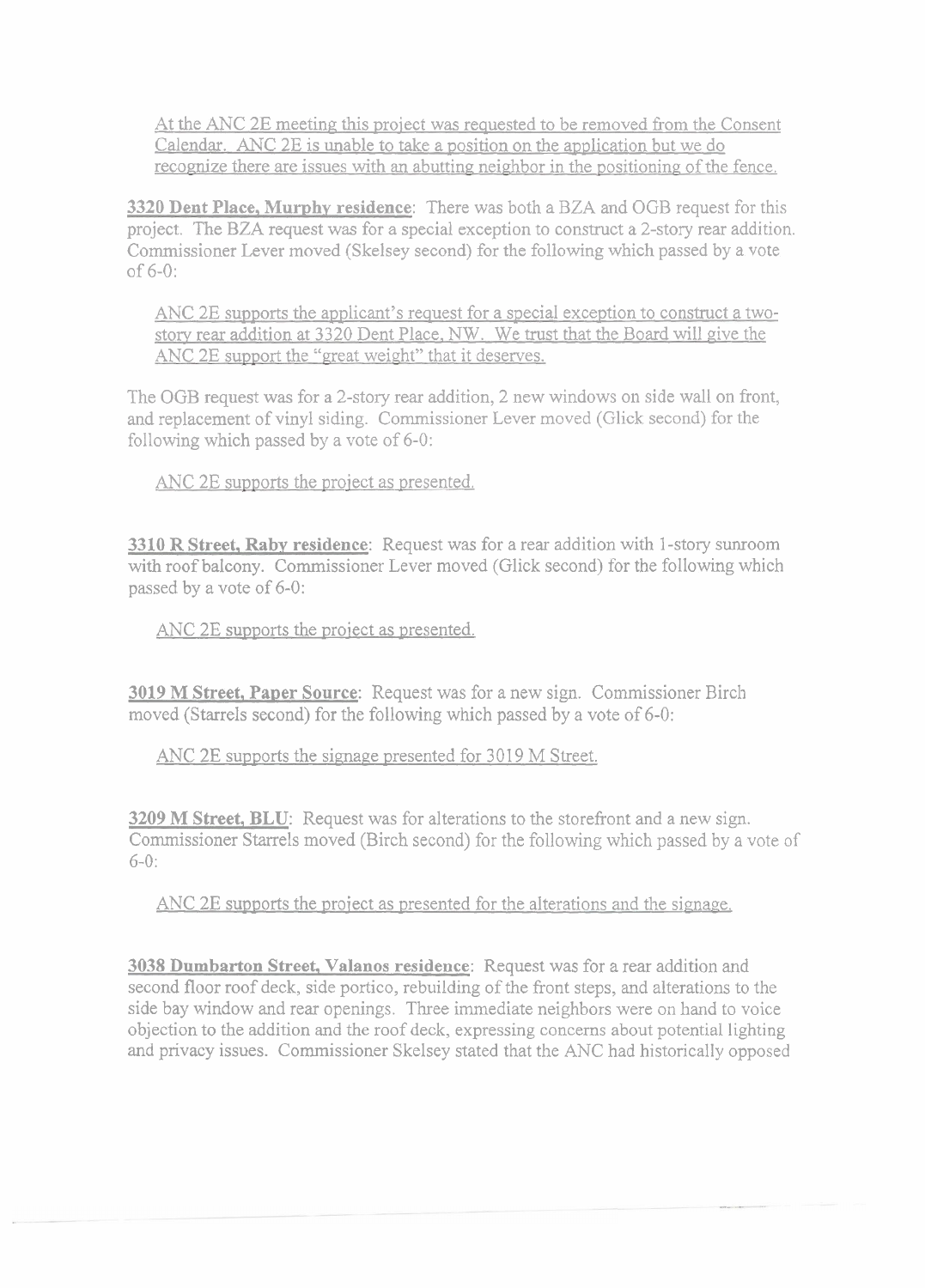At the ANC 2E meeting this project was requested to be removed from the Consent Calendar. ANC 2E is unable to take a position on the application but we do recognize there are issues with an abutting neighbor in the positioning of the fence.

**3320 Dent Place, Murphy residence**: There was both a BZA and OGB request for this project. The BZA request was for a special exception to construct a 2-story rear addition. Commissioner Lever moved (Skelsey second) for the following which passed by a vote of 6-0:

> ANC 2E supports the applicant's request for a special exception to construct a two-story rear addition at 3320 Dent Place, NW. We trust that the Board will give the ANC 2E support the "great weight" that it deserves.

The OGB request was for a 2-story rear addition, 2 new windows on side wall on front, and replacement of vinyl siding. Commissioner Lever moved (Glick second) for the following which passed by a vote of 6-0:

> ANC 2E supports the project as presented.

**3310 R Street, Raby residence**: Request was for a rear addition with 1-story sunroom with roof balcony. Commissioner Lever moved (Glick second) for the following which passed by a vote of 6-0:

> ANC 2E supports the project as presented.

**3019 M Street, Paper Source**: Request was for a new sign. Commissioner Birch moved (Starrels second) for the following which passed by a vote of 6-0:

> ANC 2E supports the signage presented for 3019 M Street.

**3209 M Street, BLU**: Request was for alterations to the storefront and a new sign. Commissioner Starrels moved (Birch second) for the following which passed by a vote of 6-0:

> ANC 2E supports the project as presented for the alterations and the signage.

**3038 Dumbarton Street, Valanos residence**: Request was for a rear addition and second floor roof deck, side portico, rebuilding of the front steps, and alterations to the side bay window and rear openings. Three immediate neighbors were on hand to voice objection to the addition and the roof deck, expressing concerns about potential lighting and privacy issues. Commissioner Skelsey stated that the ANC had historically opposed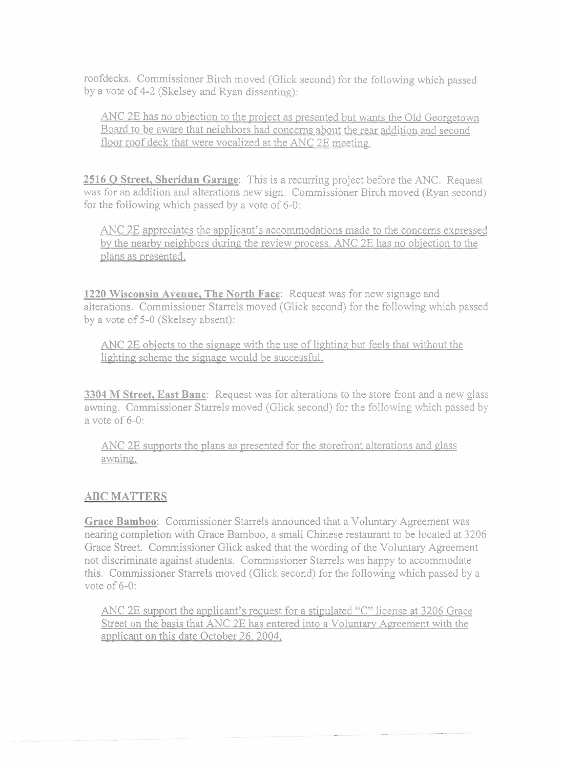roofdecks. Commissioner Birch moved (Glick second) for the following which passed by a vote of 4-2 (Skelsey and Ryan dissenting):

<u>ANC 2E has no objection to the project as presented but wants the Old Georgetown Board to be aware that neighbors had concerns about the rear addition and second floor roof deck that were vocalized at the ANC 2E meeting.</u>

**2516 Q Street, Sheridan Garage**: This is a recurring project before the ANC. Request was for an addition and alterations new sign. Commissioner Birch moved (Ryan second) for the following which passed by a vote of 6-0:

<u>ANC 2E appreciates the applicant's accommodations made to the concerns expressed by the nearby neighbors during the review process. ANC 2E has no objection to the plans as presented.</u>

**1220 Wisconsin Avenue, The North Face**: Request was for new signage and alterations. Commissioner Starrels moved (Glick second) for the following which passed by a vote of 5-0 (Skelsey absent):

<u>ANC 2E objects to the signage with the use of lighting but feels that without the lighting scheme the signage would be successful.</u>

**3304 M Street, East Banc**: Request was for alterations to the store front and a new glass awning. Commissioner Starrels moved (Glick second) for the following which passed by a vote of 6-0:

<u>ANC 2E supports the plans as presented for the storefront alterations and glass awning.</u>

## ABC MATTERS

**Grace Bamboo**: Commissioner Starrels announced that a Voluntary Agreement was nearing completion with Grace Bamboo, a small Chinese restaurant to be located at 3206 Grace Street. Commissioner Glick asked that the wording of the Voluntary Agreement not discriminate against students. Commissioner Starrels was happy to accommodate this. Commissioner Starrels moved (Glick second) for the following which passed by a vote of 6-0:

<u>ANC 2E support the applicant's request for a stipulated "C" license at 3206 Grace Street on the basis that ANC 2E has entered into a Voluntary Agreement with the applicant on this date October 26, 2004.</u>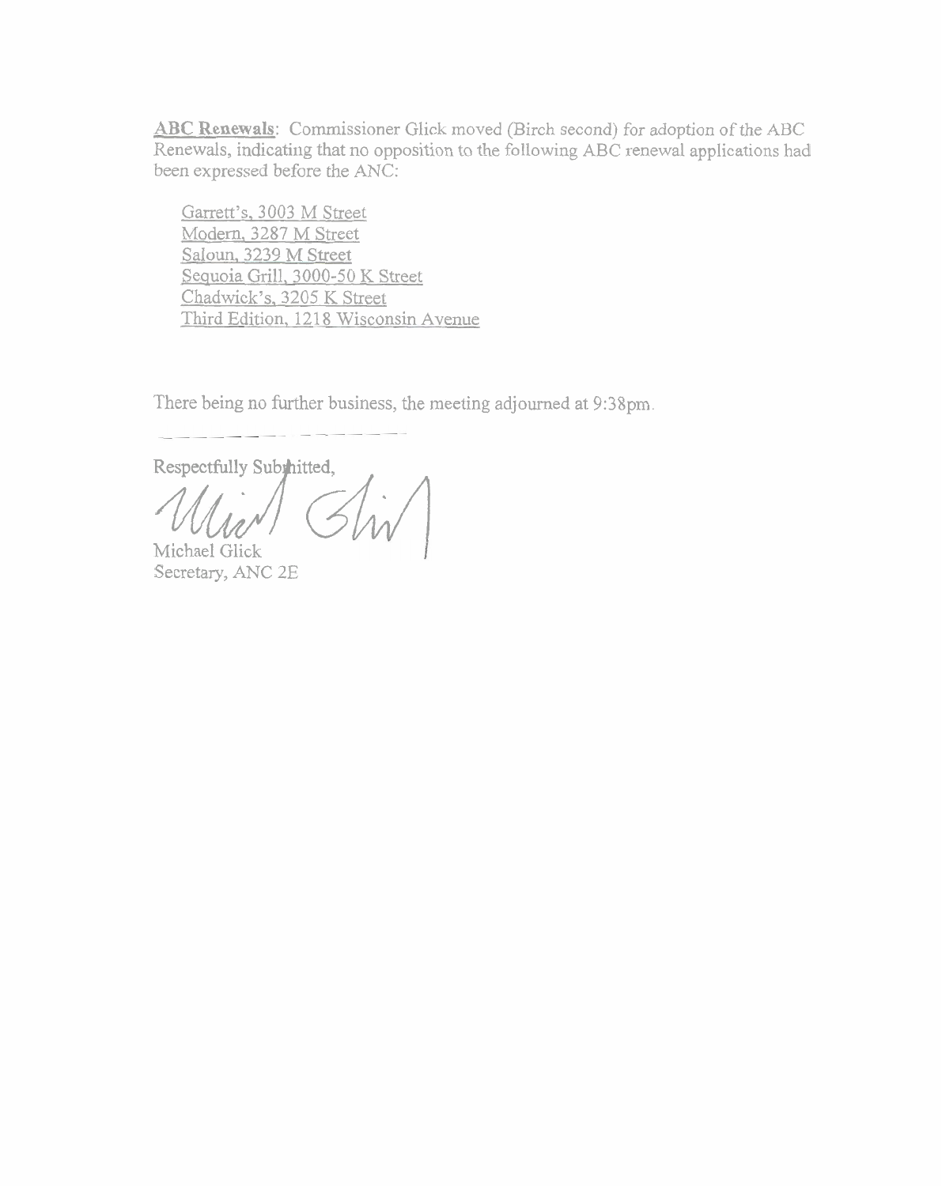**ABC Renewals**: Commissioner Glick moved (Birch second) for adoption of the ABC Renewals, indicating that no opposition to the following ABC renewal applications had been expressed before the ANC:

Garrett's, 3003 M Street
Modern, 3287 M Street
Saloun, 3239 M Street
Sequoia Grill, 3000-50 K Street
Chadwick's, 3205 K Street
Third Edition, 1218 Wisconsin Avenue

There being no further business, the meeting adjourned at 9:38pm.

---

Respectfully Submitted,

Michael Glick
Secretary, ANC 2E